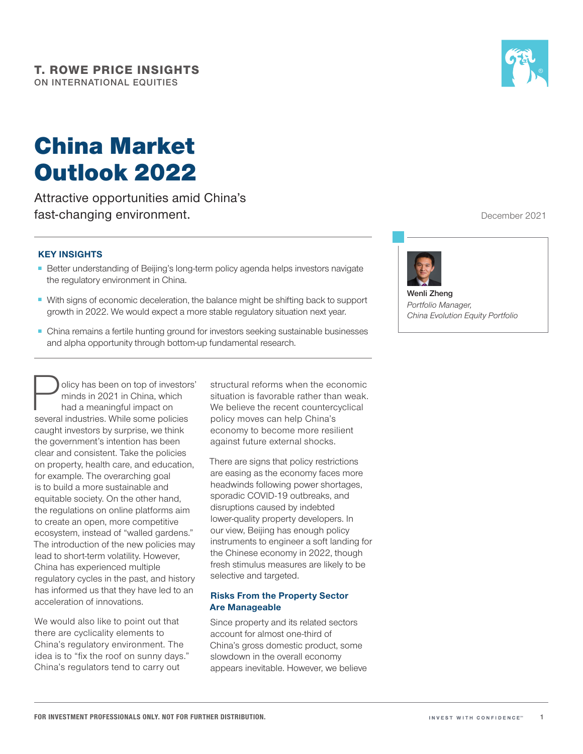**T. ROWE PRICE INSIGHTS**
ON INTERNATIONAL EQUITIES

# China Market Outlook 2022

Attractive opportunities amid China's fast-changing environment.

December 2021

**Wenli Zheng**
*Portfolio Manager, China Evolution Equity Portfolio*

### KEY INSIGHTS

- Better understanding of Beijing's long-term policy agenda helps investors navigate the regulatory environment in China.
- With signs of economic deceleration, the balance might be shifting back to support growth in 2022. We would expect a more stable regulatory situation next year.
- China remains a fertile hunting ground for investors seeking sustainable businesses and alpha opportunity through bottom-up fundamental research.

Policy has been on top of investors' minds in 2021 in China, which had a meaningful impact on several industries. While some policies caught investors by surprise, we think the government's intention has been clear and consistent. Take the policies on property, health care, and education, for example. The overarching goal is to build a more sustainable and equitable society. On the other hand, the regulations on online platforms aim to create an open, more competitive ecosystem, instead of "walled gardens." The introduction of the new policies may lead to short-term volatility. However, China has experienced multiple regulatory cycles in the past, and history has informed us that they have led to an acceleration of innovations.

We would also like to point out that there are cyclicality elements to China's regulatory environment. The idea is to "fix the roof on sunny days." China's regulators tend to carry out structural reforms when the economic situation is favorable rather than weak. We believe the recent countercyclical policy moves can help China's economy to become more resilient against future external shocks.

There are signs that policy restrictions are easing as the economy faces more headwinds following power shortages, sporadic COVID-19 outbreaks, and disruptions caused by indebted lower-quality property developers. In our view, Beijing has enough policy instruments to engineer a soft landing for the Chinese economy in 2022, though fresh stimulus measures are likely to be selective and targeted.

## Risks From the Property Sector Are Manageable

Since property and its related sectors account for almost one-third of China's gross domestic product, some slowdown in the overall economy appears inevitable. However, we believe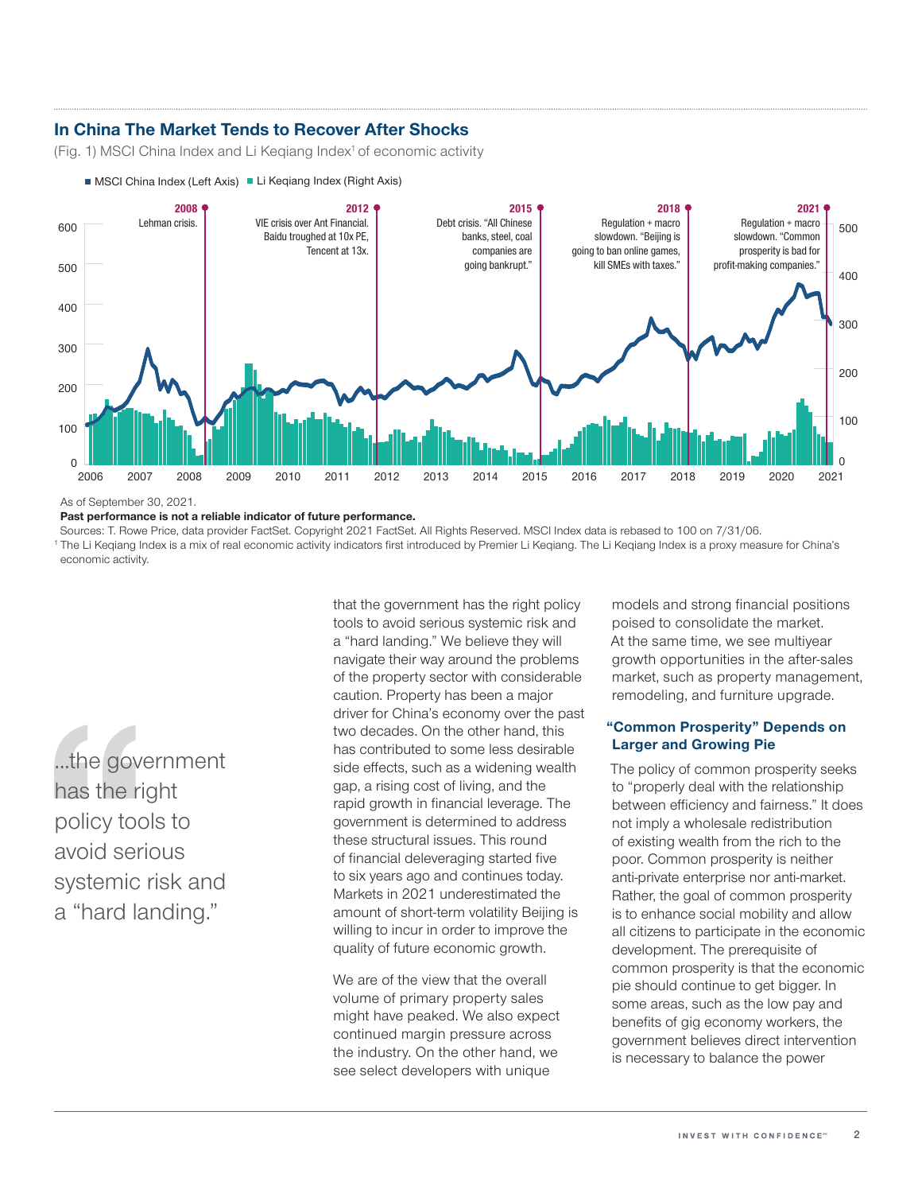## In China The Market Tends to Recover After Shocks

(Fig. 1) MSCI China Index and Li Keqiang Index[1] of economic activity

■ MSCI China Index (Left Axis) ■ Li Keqiang Index (Right Axis)

**2008** Lehman crisis.

**2012** VIE crisis over Ant Financial. Baidu troughed at 10x PE, Tencent at 13x.

**2015** Debt crisis. "All Chinese banks, steel, coal companies are going bankrupt."

**2018** Regulation + macro slowdown. "Beijing is going to ban online games, kill SMEs with taxes."

**2021** Regulation + macro slowdown. "Common prosperity is bad for profit-making companies."

As of September 30, 2021.

**Past performance is not a reliable indicator of future performance.**

Sources: T. Rowe Price, data provider FactSet. Copyright 2021 FactSet. All Rights Reserved. MSCI Index data is rebased to 100 on 7/31/06.

[1] The Li Keqiang Index is a mix of real economic activity indicators first introduced by Premier Li Keqiang. The Li Keqiang Index is a proxy measure for China's economic activity.

> ...the government has the right policy tools to avoid serious systemic risk and a "hard landing."

that the government has the right policy tools to avoid serious systemic risk and a "hard landing." We believe they will navigate their way around the problems of the property sector with considerable caution. Property has been a major driver for China's economy over the past two decades. On the other hand, this has contributed to some less desirable side effects, such as a widening wealth gap, a rising cost of living, and the rapid growth in financial leverage. The government is determined to address these structural issues. This round of financial deleveraging started five to six years ago and continues today. Markets in 2021 underestimated the amount of short-term volatility Beijing is willing to incur in order to improve the quality of future economic growth.

We are of the view that the overall volume of primary property sales might have peaked. We also expect continued margin pressure across the industry. On the other hand, we see select developers with unique models and strong financial positions poised to consolidate the market. At the same time, we see multiyear growth opportunities in the after-sales market, such as property management, remodeling, and furniture upgrade.

### "Common Prosperity" Depends on Larger and Growing Pie

The policy of common prosperity seeks to "properly deal with the relationship between efficiency and fairness." It does not imply a wholesale redistribution of existing wealth from the rich to the poor. Common prosperity is neither anti-private enterprise nor anti-market. Rather, the goal of common prosperity is to enhance social mobility and allow all citizens to participate in the economic development. The prerequisite of common prosperity is that the economic pie should continue to get bigger. In some areas, such as the low pay and benefits of gig economy workers, the government believes direct intervention is necessary to balance the power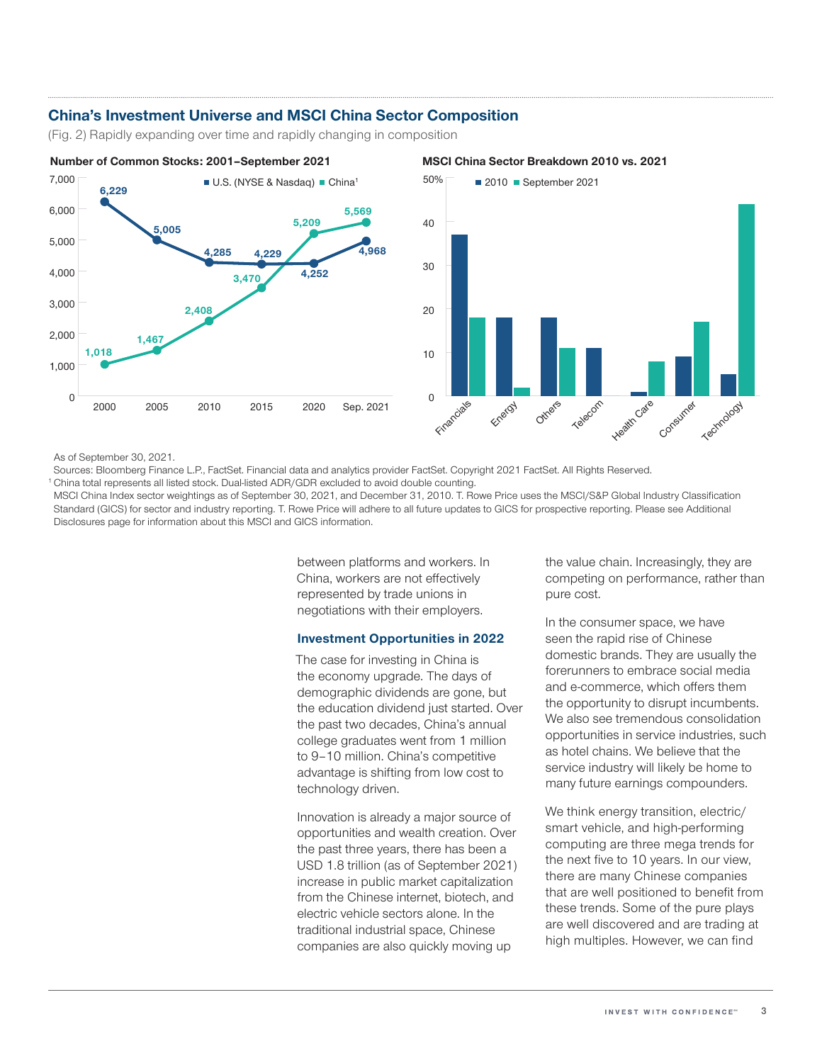## China's Investment Universe and MSCI China Sector Composition

(Fig. 2) Rapidly expanding over time and rapidly changing in composition

**Number of Common Stocks: 2001–September 2021**

| | 2000 | 2005 | 2010 | 2015 | 2020 | Sep. 2021 |
|---|---|---|---|---|---|---|
| U.S. (NYSE & Nasdaq) | 6,229 | 5,005 | 4,285 | 4,229 | 4,252 | 4,968 |
| China[1] | 1,018 | 1,467 | 2,408 | 3,470 | 5,209 | 5,569 |

**MSCI China Sector Breakdown 2010 vs. 2021**

As of September 30, 2021.

Sources: Bloomberg Finance L.P., FactSet. Financial data and analytics provider FactSet. Copyright 2021 FactSet. All Rights Reserved.

[1] China total represents all listed stock. Dual-listed ADR/GDR excluded to avoid double counting.

MSCI China Index sector weightings as of September 30, 2021, and December 31, 2010. T. Rowe Price uses the MSCI/S&P Global Industry Classification Standard (GICS) for sector and industry reporting. T. Rowe Price will adhere to all future updates to GICS for prospective reporting. Please see Additional Disclosures page for information about this MSCI and GICS information.

between platforms and workers. In China, workers are not effectively represented by trade unions in negotiations with their employers.

### Investment Opportunities in 2022

The case for investing in China is the economy upgrade. The days of demographic dividends are gone, but the education dividend just started. Over the past two decades, China's annual college graduates went from 1 million to 9–10 million. China's competitive advantage is shifting from low cost to technology driven.

Innovation is already a major source of opportunities and wealth creation. Over the past three years, there has been a USD 1.8 trillion (as of September 2021) increase in public market capitalization from the Chinese internet, biotech, and electric vehicle sectors alone. In the traditional industrial space, Chinese companies are also quickly moving up the value chain. Increasingly, they are competing on performance, rather than pure cost.

In the consumer space, we have seen the rapid rise of Chinese domestic brands. They are usually the forerunners to embrace social media and e-commerce, which offers them the opportunity to disrupt incumbents. We also see tremendous consolidation opportunities in service industries, such as hotel chains. We believe that the service industry will likely be home to many future earnings compounders.

We think energy transition, electric/smart vehicle, and high-performing computing are three mega trends for the next five to 10 years. In our view, there are many Chinese companies that are well positioned to benefit from these trends. Some of the pure plays are well discovered and are trading at high multiples. However, we can find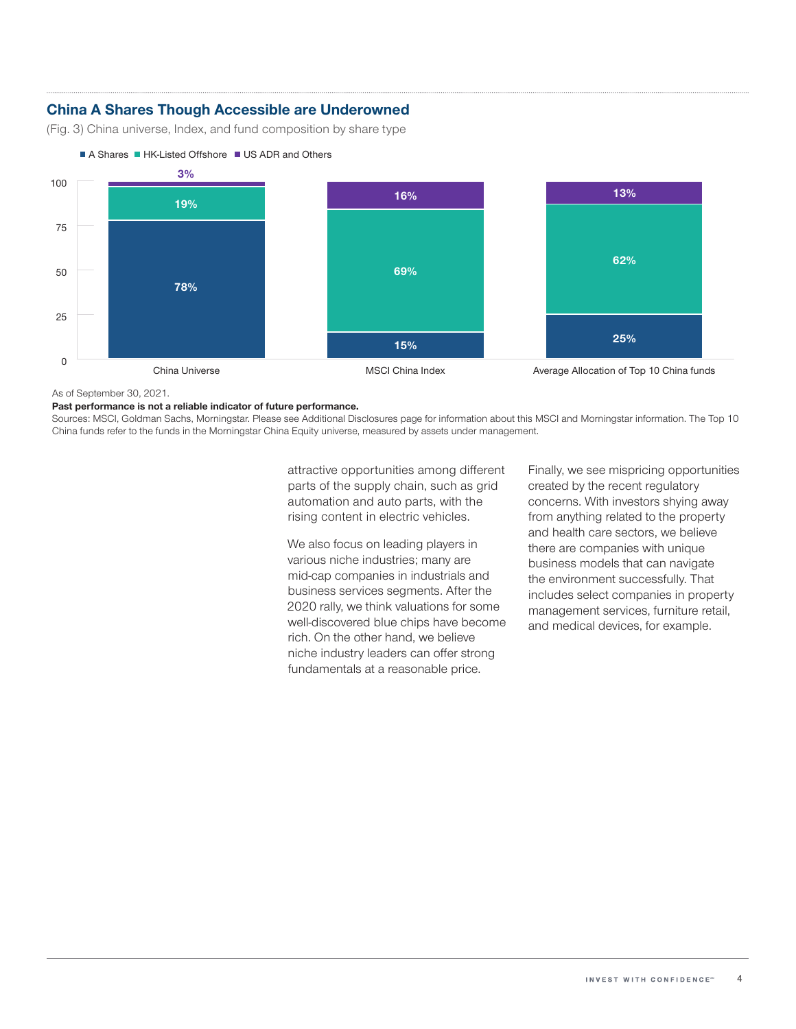## China A Shares Though Accessible are Underowned

(Fig. 3) China universe, Index, and fund composition by share type

| | A Shares | HK-Listed Offshore | US ADR and Others |
|---|---|---|---|
| China Universe | 78% | 19% | 3% |
| MSCI China Index | 15% | 69% | 16% |
| Average Allocation of Top 10 China funds | 25% | 62% | 13% |

As of September 30, 2021.

**Past performance is not a reliable indicator of future performance.**

Sources: MSCI, Goldman Sachs, Morningstar. Please see Additional Disclosures page for information about this MSCI and Morningstar information. The Top 10 China funds refer to the funds in the Morningstar China Equity universe, measured by assets under management.

attractive opportunities among different parts of the supply chain, such as grid automation and auto parts, with the rising content in electric vehicles.

We also focus on leading players in various niche industries; many are mid-cap companies in industrials and business services segments. After the 2020 rally, we think valuations for some well-discovered blue chips have become rich. On the other hand, we believe niche industry leaders can offer strong fundamentals at a reasonable price.

Finally, we see mispricing opportunities created by the recent regulatory concerns. With investors shying away from anything related to the property and health care sectors, we believe there are companies with unique business models that can navigate the environment successfully. That includes select companies in property management services, furniture retail, and medical devices, for example.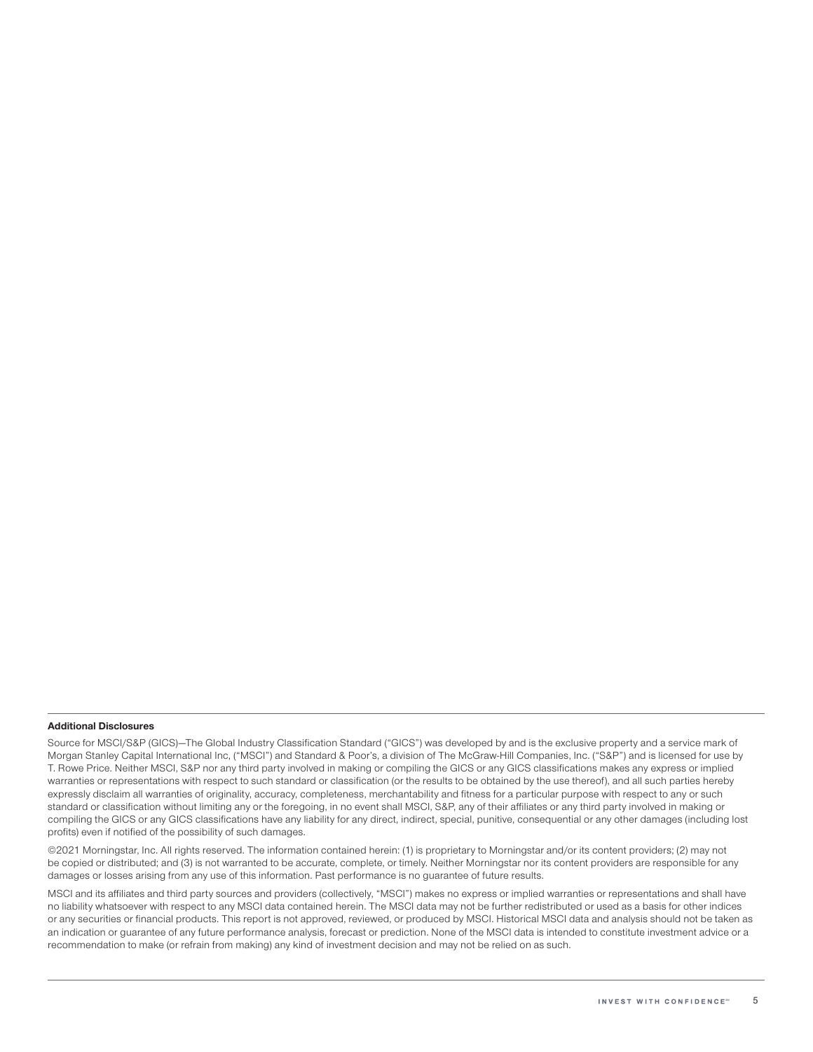**Additional Disclosures**

Source for MSCI/S&P (GICS)—The Global Industry Classification Standard ("GICS") was developed by and is the exclusive property and a service mark of Morgan Stanley Capital International Inc, ("MSCI") and Standard & Poor's, a division of The McGraw-Hill Companies, Inc. ("S&P") and is licensed for use by T. Rowe Price. Neither MSCI, S&P nor any third party involved in making or compiling the GICS or any GICS classifications makes any express or implied warranties or representations with respect to such standard or classification (or the results to be obtained by the use thereof), and all such parties hereby expressly disclaim all warranties of originality, accuracy, completeness, merchantability and fitness for a particular purpose with respect to any or such standard or classification without limiting any or the foregoing, in no event shall MSCI, S&P, any of their affiliates or any third party involved in making or compiling the GICS or any GICS classifications have any liability for any direct, indirect, special, punitive, consequential or any other damages (including lost profits) even if notified of the possibility of such damages.

©2021 Morningstar, Inc. All rights reserved. The information contained herein: (1) is proprietary to Morningstar and/or its content providers; (2) may not be copied or distributed; and (3) is not warranted to be accurate, complete, or timely. Neither Morningstar nor its content providers are responsible for any damages or losses arising from any use of this information. Past performance is no guarantee of future results.

MSCI and its affiliates and third party sources and providers (collectively, "MSCI") makes no express or implied warranties or representations and shall have no liability whatsoever with respect to any MSCI data contained herein. The MSCI data may not be further redistributed or used as a basis for other indices or any securities or financial products. This report is not approved, reviewed, or produced by MSCI. Historical MSCI data and analysis should not be taken as an indication or guarantee of any future performance analysis, forecast or prediction. None of the MSCI data is intended to constitute investment advice or a recommendation to make (or refrain from making) any kind of investment decision and may not be relied on as such.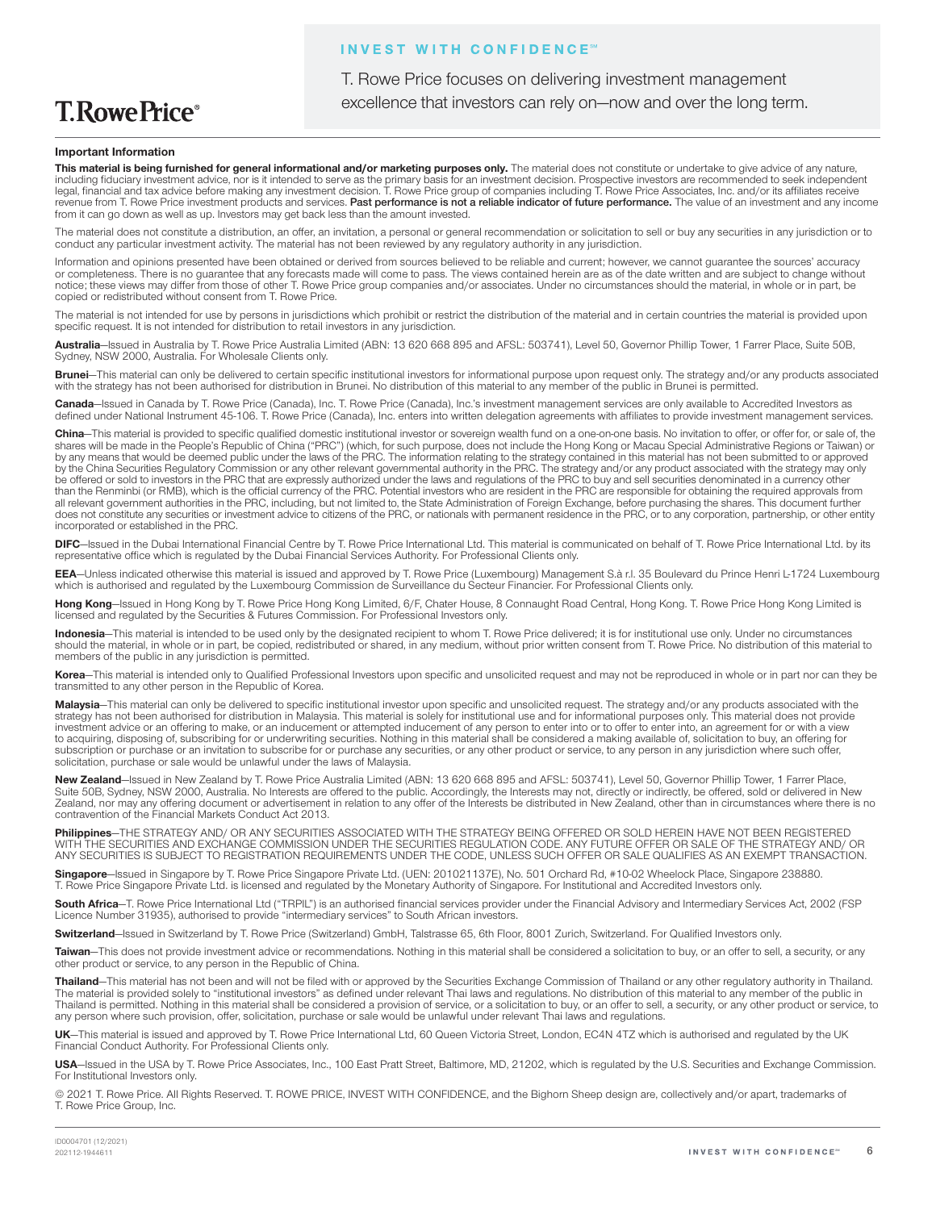**INVEST WITH CONFIDENCE℠**

T. Rowe Price focuses on delivering investment management excellence that investors can rely on—now and over the long term.

T.RowePrice®

### Important Information

**This material is being furnished for general informational and/or marketing purposes only.** The material does not constitute or undertake to give advice of any nature, including fiduciary investment advice, nor is it intended to serve as the primary basis for an investment decision. Prospective investors are recommended to seek independent legal, financial and tax advice before making any investment decision. T. Rowe Price group of companies including T. Rowe Price Associates, Inc. and/or its affiliates receive revenue from T. Rowe Price investment products and services. **Past performance is not a reliable indicator of future performance.** The value of an investment and any income from it can go down as well as up. Investors may get back less than the amount invested.

The material does not constitute a distribution, an offer, an invitation, a personal or general recommendation or solicitation to sell or buy any securities in any jurisdiction or to conduct any particular investment activity. The material has not been reviewed by any regulatory authority in any jurisdiction.

Information and opinions presented have been obtained or derived from sources believed to be reliable and current; however, we cannot guarantee the sources' accuracy or completeness. There is no guarantee that any forecasts made will come to pass. The views contained herein are as of the date written and are subject to change without notice; these views may differ from those of other T. Rowe Price group companies and/or associates. Under no circumstances should the material, in whole or in part, be copied or redistributed without consent from T. Rowe Price.

The material is not intended for use by persons in jurisdictions which prohibit or restrict the distribution of the material and in certain countries the material is provided upon specific request. It is not intended for distribution to retail investors in any jurisdiction.

**Australia**—Issued in Australia by T. Rowe Price Australia Limited (ABN: 13 620 668 895 and AFSL: 503741), Level 50, Governor Phillip Tower, 1 Farrer Place, Suite 50B, Sydney, NSW 2000, Australia. For Wholesale Clients only.

**Brunei**—This material can only be delivered to certain specific institutional investors for informational purpose upon request only. The strategy and/or any products associated with the strategy has not been authorised for distribution in Brunei. No distribution of this material to any member of the public in Brunei is permitted.

**Canada**—Issued in Canada by T. Rowe Price (Canada), Inc. T. Rowe Price (Canada), Inc.'s investment management services are only available to Accredited Investors as defined under National Instrument 45-106. T. Rowe Price (Canada), Inc. enters into written delegation agreements with affiliates to provide investment management services.

**China**—This material is provided to specific qualified domestic institutional investor or sovereign wealth fund on a one-on-one basis. No invitation to offer, or offer for, or sale of, the shares will be made in the People's Republic of China ("PRC") (which, for such purpose, does not include the Hong Kong or Macau Special Administrative Regions or Taiwan) or by any means that would be deemed public under the laws of the PRC. The information relating to the strategy contained in this material has not been submitted to or approved by the China Securities Regulatory Commission or any other relevant governmental authority in the PRC. The strategy and/or any product associated with the strategy may only be offered or sold to investors in the PRC that are expressly authorized under the laws and regulations of the PRC to buy and sell securities denominated in a currency other than the Renminbi (or RMB), which is the official currency of the PRC. Potential investors who are resident in the PRC are responsible for obtaining the required approvals from all relevant government authorities in the PRC, including, but not limited to, the State Administration of Foreign Exchange, before purchasing the shares. This document further does not constitute any securities or investment advice to citizens of the PRC, or nationals with permanent residence in the PRC, or to any corporation, partnership, or other entity incorporated or established in the PRC.

**DIFC**—Issued in the Dubai International Financial Centre by T. Rowe Price International Ltd. This material is communicated on behalf of T. Rowe Price International Ltd. by its representative office which is regulated by the Dubai Financial Services Authority. For Professional Clients only.

**EEA**—Unless indicated otherwise this material is issued and approved by T. Rowe Price (Luxembourg) Management S.à r.l. 35 Boulevard du Prince Henri L-1724 Luxembourg which is authorised and regulated by the Luxembourg Commission de Surveillance du Secteur Financier. For Professional Clients only.

**Hong Kong**—Issued in Hong Kong by T. Rowe Price Hong Kong Limited, 6/F, Chater House, 8 Connaught Road Central, Hong Kong. T. Rowe Price Hong Kong Limited is licensed and regulated by the Securities & Futures Commission. For Professional Investors only.

**Indonesia**—This material is intended to be used only by the designated recipient to whom T. Rowe Price delivered; it is for institutional use only. Under no circumstances should the material, in whole or in part, be copied, redistributed or shared, in any medium, without prior written consent from T. Rowe Price. No distribution of this material to members of the public in any jurisdiction is permitted.

**Korea**—This material is intended only to Qualified Professional Investors upon specific and unsolicited request and may not be reproduced in whole or in part nor can they be transmitted to any other person in the Republic of Korea.

**Malaysia**—This material can only be delivered to specific institutional investor upon specific and unsolicited request. The strategy and/or any products associated with the strategy has not been authorised for distribution in Malaysia. This material is solely for institutional use and for informational purposes only. This material does not provide investment advice or an offering to make, or an inducement or attempted inducement of any person to enter into or to offer to enter into, an agreement for or with a view to acquiring, disposing of, subscribing for or underwriting securities. Nothing in this material shall be considered a making available of, solicitation to buy, an offering for subscription or purchase or an invitation to subscribe for or purchase any securities, or any other product or service, to any person in any jurisdiction where such offer, solicitation, purchase or sale would be unlawful under the laws of Malaysia.

**New Zealand**—Issued in New Zealand by T. Rowe Price Australia Limited (ABN: 13 620 668 895 and AFSL: 503741), Level 50, Governor Phillip Tower, 1 Farrer Place, Suite 50B, Sydney, NSW 2000, Australia. No Interests are offered to the public. Accordingly, the Interests may not, directly or indirectly, be offered, sold or delivered in New Zealand, nor may any offering document or advertisement in relation to any offer of the Interests be distributed in New Zealand, other than in circumstances where there is no contravention of the Financial Markets Conduct Act 2013.

**Philippines**—THE STRATEGY AND/ OR ANY SECURITIES ASSOCIATED WITH THE STRATEGY BEING OFFERED OR SOLD HEREIN HAVE NOT BEEN REGISTERED WITH THE SECURITIES AND EXCHANGE COMMISSION UNDER THE SECURITIES REGULATION CODE. ANY FUTURE OFFER OR SALE OF THE STRATEGY AND/ OR ANY SECURITIES IS SUBJECT TO REGISTRATION REQUIREMENTS UNDER THE CODE, UNLESS SUCH OFFER OR SALE QUALIFIES AS AN EXEMPT TRANSACTION.

**Singapore**—Issued in Singapore by T. Rowe Price Singapore Private Ltd. (UEN: 201021137E), No. 501 Orchard Rd, #10-02 Wheelock Place, Singapore 238880. T. Rowe Price Singapore Private Ltd. is licensed and regulated by the Monetary Authority of Singapore. For Institutional and Accredited Investors only.

**South Africa**—T. Rowe Price International Ltd ("TRPIL") is an authorised financial services provider under the Financial Advisory and Intermediary Services Act, 2002 (FSP Licence Number 31935), authorised to provide "intermediary services" to South African investors.

**Switzerland**—Issued in Switzerland by T. Rowe Price (Switzerland) GmbH, Talstrasse 65, 6th Floor, 8001 Zurich, Switzerland. For Qualified Investors only.

**Taiwan**—This does not provide investment advice or recommendations. Nothing in this material shall be considered a solicitation to buy, or an offer to sell, a security, or any other product or service, to any person in the Republic of China.

**Thailand**—This material has not been and will not be filed with or approved by the Securities Exchange Commission of Thailand or any other regulatory authority in Thailand. The material is provided solely to "institutional investors" as defined under relevant Thai laws and regulations. No distribution of this material to any member of the public in Thailand is permitted. Nothing in this material shall be considered a provision of service, or a solicitation to buy, or an offer to sell, a security, or any other product or service, to any person where such provision, offer, solicitation, purchase or sale would be unlawful under relevant Thai laws and regulations.

**UK**—This material is issued and approved by T. Rowe Price International Ltd, 60 Queen Victoria Street, London, EC4N 4TZ which is authorised and regulated by the UK Financial Conduct Authority. For Professional Clients only.

**USA**—Issued in the USA by T. Rowe Price Associates, Inc., 100 East Pratt Street, Baltimore, MD, 21202, which is regulated by the U.S. Securities and Exchange Commission. For Institutional Investors only.

© 2021 T. Rowe Price. All Rights Reserved. T. ROWE PRICE, INVEST WITH CONFIDENCE, and the Bighorn Sheep design are, collectively and/or apart, trademarks of T. Rowe Price Group, Inc.

ID0004701 (12/2021)
202112-1944611